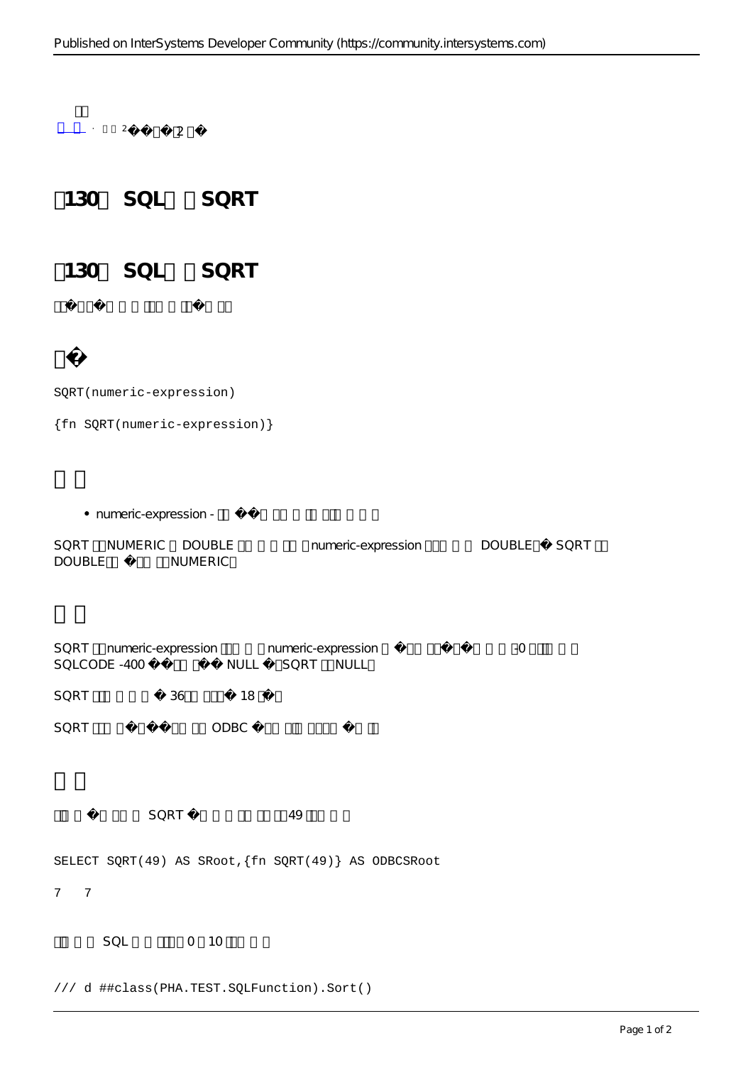# 130 SQL SQRT

## 130 SQL SQRT

## �

```
SQRT(numeric-expression)

{fn SQRT(numeric-expression)}
```

## 

- numeric-expression - 

SQRT NUMERIC DOUBLE numeric-expression DOUBLE� SQRT DOUBLE NUMERIC

## 

SQRT numeric-expression numeric-expression -0 SQLCODE -400 NULL SQRT NULL

SQRT 36 18

SQRT ODBC

## 

SQRT 49

```
SELECT SQRT(49) AS SRoot,{fn SQRT(49)} AS ODBCSRoot
```

```
7   7
```

SQL 0 10

```
/// d ##class(PHA.TEST.SQLFunction).Sort()
```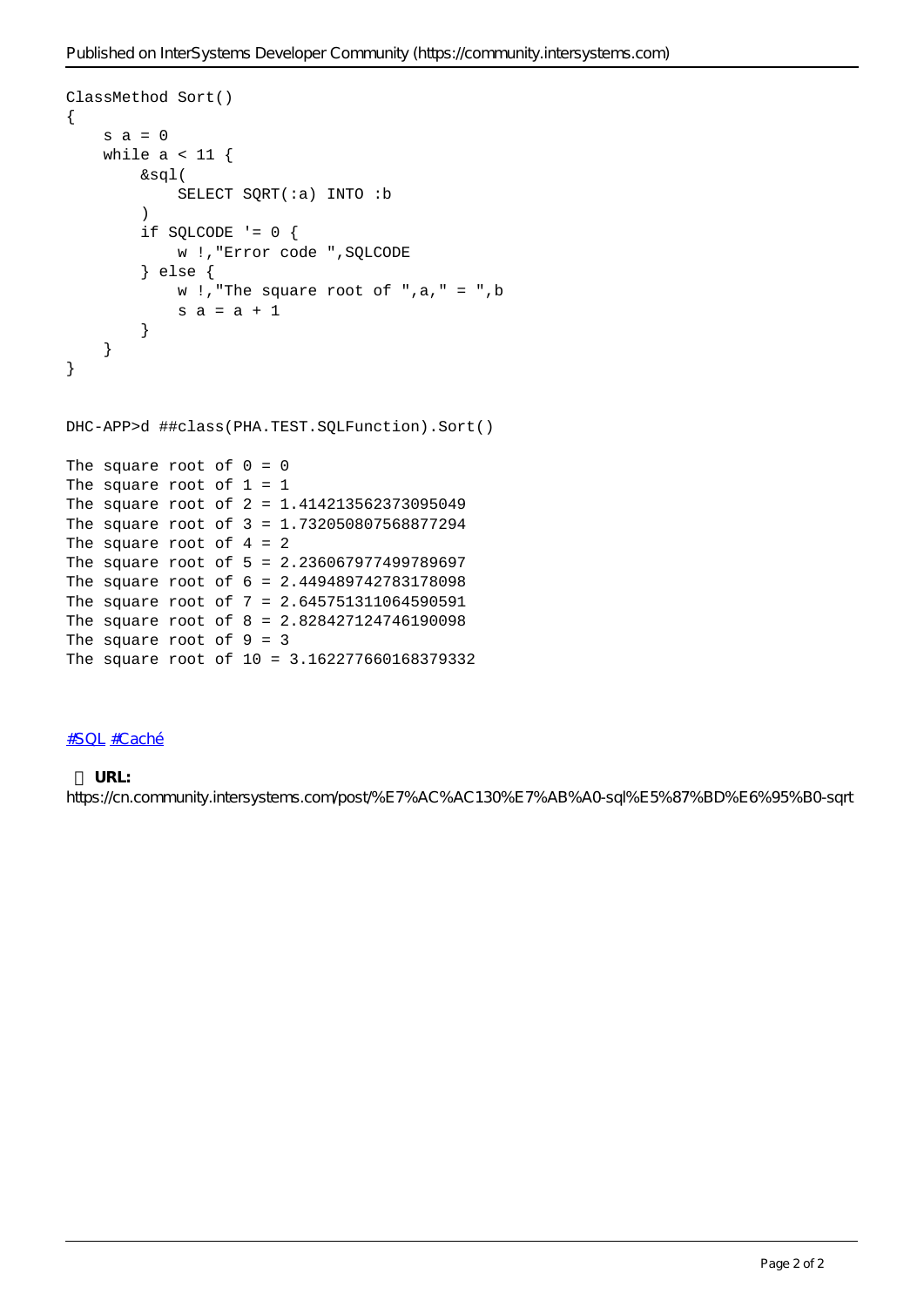```
ClassMethod Sort()
{
    s a = 0
    while a < 11 {
        &sql(
            SELECT SQRT(:a) INTO :b
        )
        if SQLCODE '= 0 {
            w !,"Error code ",SQLCODE
        } else {
            w !,"The square root of ",a," = ",b
            s a = a + 1
        }
    }
}
```

```
DHC-APP>d ##class(PHA.TEST.SQLFunction).Sort()

The square root of 0 = 0
The square root of 1 = 1
The square root of 2 = 1.414213562373095049
The square root of 3 = 1.732050807568877294
The square root of 4 = 2
The square root of 5 = 2.236067977499789697
The square root of 6 = 2.449489742783178098
The square root of 7 = 2.645751311064590591
The square root of 8 = 2.828427124746190098
The square root of 9 = 3
The square root of 10 = 3.162277660168379332
```

#SQL #Caché

**URL:**
https://cn.community.intersystems.com/post/%E7%AC%AC130%E7%AB%A0-sql%E5%87%BD%E6%95%B0-sqrt